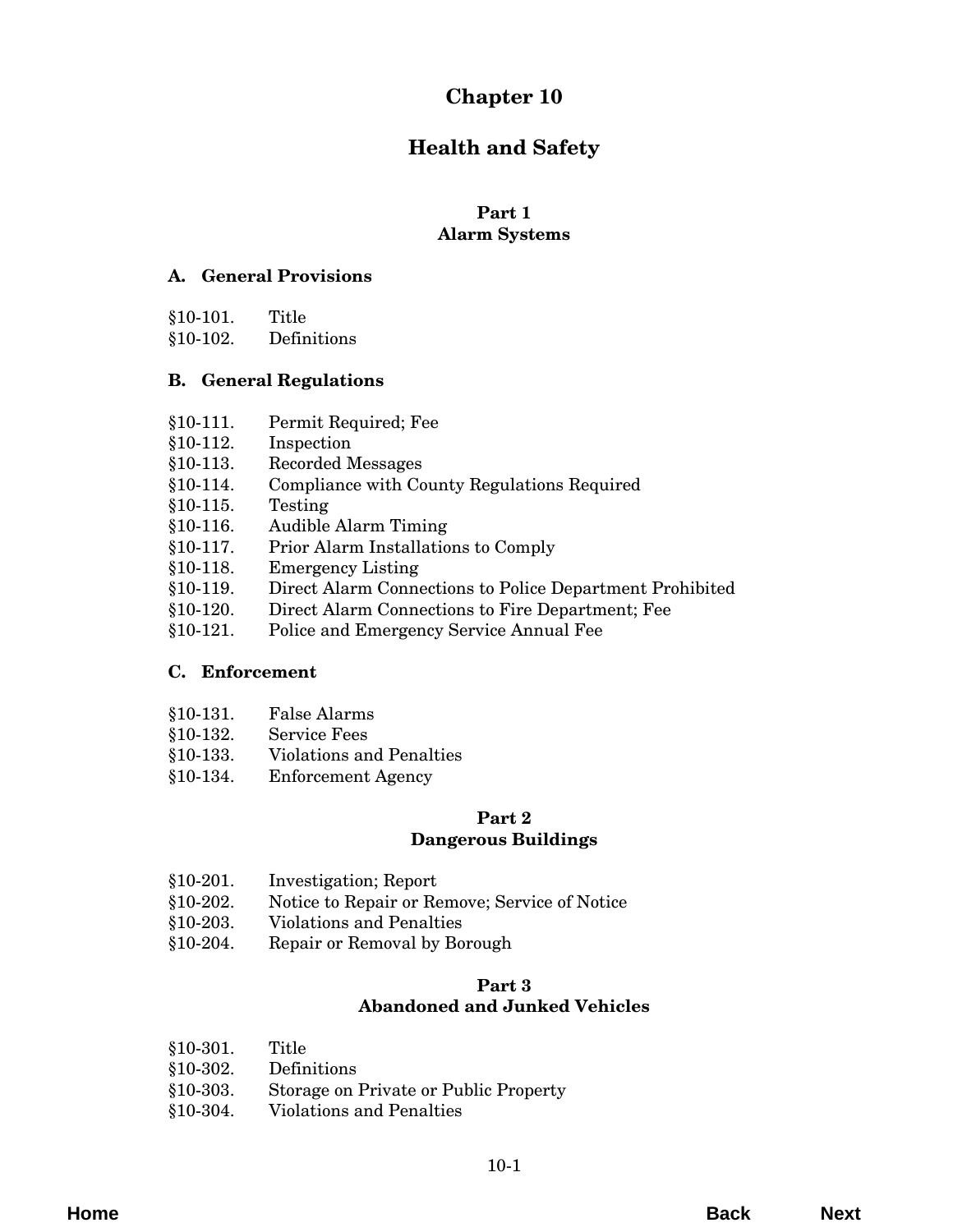# Chapter 10

# Health and Safety

## Part 1
## Alarm Systems

### A. General Provisions

§10-101. Title
§10-102. Definitions

### B. General Regulations

§10-111. Permit Required; Fee
§10-112. Inspection
§10-113. Recorded Messages
§10-114. Compliance with County Regulations Required
§10-115. Testing
§10-116. Audible Alarm Timing
§10-117. Prior Alarm Installations to Comply
§10-118. Emergency Listing
§10-119. Direct Alarm Connections to Police Department Prohibited
§10-120. Direct Alarm Connections to Fire Department; Fee
§10-121. Police and Emergency Service Annual Fee

### C. Enforcement

§10-131. False Alarms
§10-132. Service Fees
§10-133. Violations and Penalties
§10-134. Enforcement Agency

## Part 2
## Dangerous Buildings

§10-201. Investigation; Report
§10-202. Notice to Repair or Remove; Service of Notice
§10-203. Violations and Penalties
§10-204. Repair or Removal by Borough

## Part 3
## Abandoned and Junked Vehicles

§10-301. Title
§10-302. Definitions
§10-303. Storage on Private or Public Property
§10-304. Violations and Penalties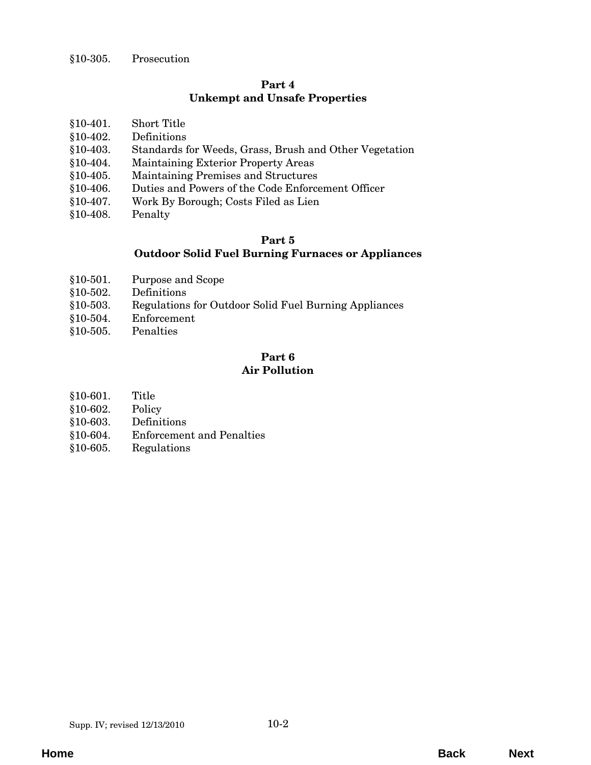§10-305. Prosecution

**Part 4**
**Unkempt and Unsafe Properties**

§10-401. Short Title
§10-402. Definitions
§10-403. Standards for Weeds, Grass, Brush and Other Vegetation
§10-404. Maintaining Exterior Property Areas
§10-405. Maintaining Premises and Structures
§10-406. Duties and Powers of the Code Enforcement Officer
§10-407. Work By Borough; Costs Filed as Lien
§10-408. Penalty

**Part 5**
**Outdoor Solid Fuel Burning Furnaces or Appliances**

§10-501. Purpose and Scope
§10-502. Definitions
§10-503. Regulations for Outdoor Solid Fuel Burning Appliances
§10-504. Enforcement
§10-505. Penalties

**Part 6**
**Air Pollution**

§10-601. Title
§10-602. Policy
§10-603. Definitions
§10-604. Enforcement and Penalties
§10-605. Regulations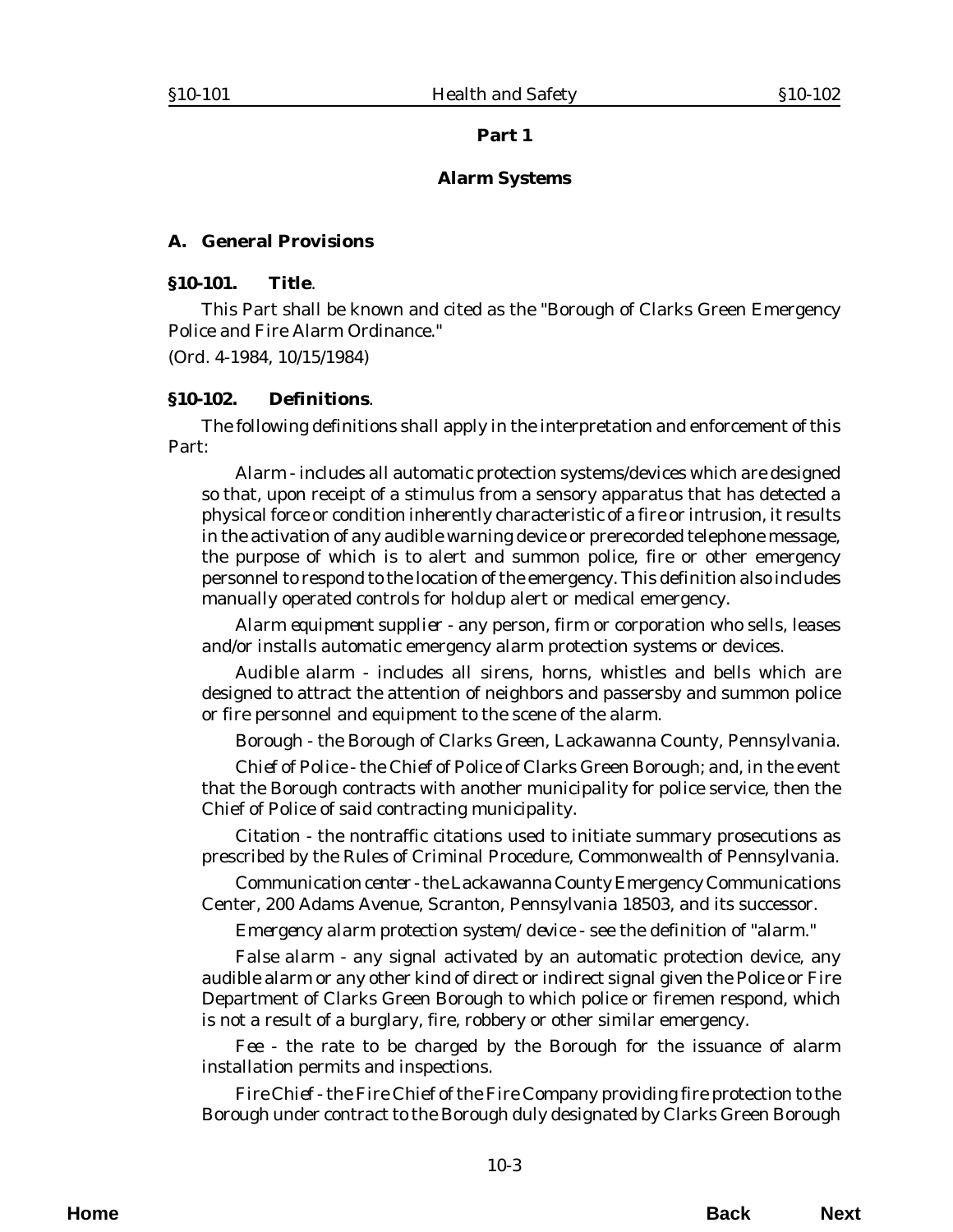# Part 1

## Alarm Systems

### A. General Provisions

**§10-101. Title**.

This Part shall be known and cited as the "Borough of Clarks Green Emergency Police and Fire Alarm Ordinance."

(Ord. 4-1984, 10/15/1984)

**§10-102. Definitions**.

The following definitions shall apply in the interpretation and enforcement of this Part:

*Alarm* - includes all automatic protection systems/devices which are designed so that, upon receipt of a stimulus from a sensory apparatus that has detected a physical force or condition inherently characteristic of a fire or intrusion, it results in the activation of any audible warning device or prerecorded telephone message, the purpose of which is to alert and summon police, fire or other emergency personnel to respond to the location of the emergency. This definition also includes manually operated controls for holdup alert or medical emergency.

*Alarm equipment supplier* - any person, firm or corporation who sells, leases and/or installs automatic emergency alarm protection systems or devices.

*Audible alarm* - includes all sirens, horns, whistles and bells which are designed to attract the attention of neighbors and passersby and summon police or fire personnel and equipment to the scene of the alarm.

*Borough* - the Borough of Clarks Green, Lackawanna County, Pennsylvania.

*Chief of Police* - the Chief of Police of Clarks Green Borough; and, in the event that the Borough contracts with another municipality for police service, then the Chief of Police of said contracting municipality.

*Citation* - the nontraffic citations used to initiate summary prosecutions as prescribed by the Rules of Criminal Procedure, Commonwealth of Pennsylvania.

*Communication center* - the Lackawanna County Emergency Communications Center, 200 Adams Avenue, Scranton, Pennsylvania 18503, and its successor.

*Emergency alarm protection system/device* - see the definition of "alarm."

*False alarm* - any signal activated by an automatic protection device, any audible alarm or any other kind of direct or indirect signal given the Police or Fire Department of Clarks Green Borough to which police or firemen respond, which is not a result of a burglary, fire, robbery or other similar emergency.

*Fee* - the rate to be charged by the Borough for the issuance of alarm installation permits and inspections.

*Fire Chief* - the Fire Chief of the Fire Company providing fire protection to the Borough under contract to the Borough duly designated by Clarks Green Borough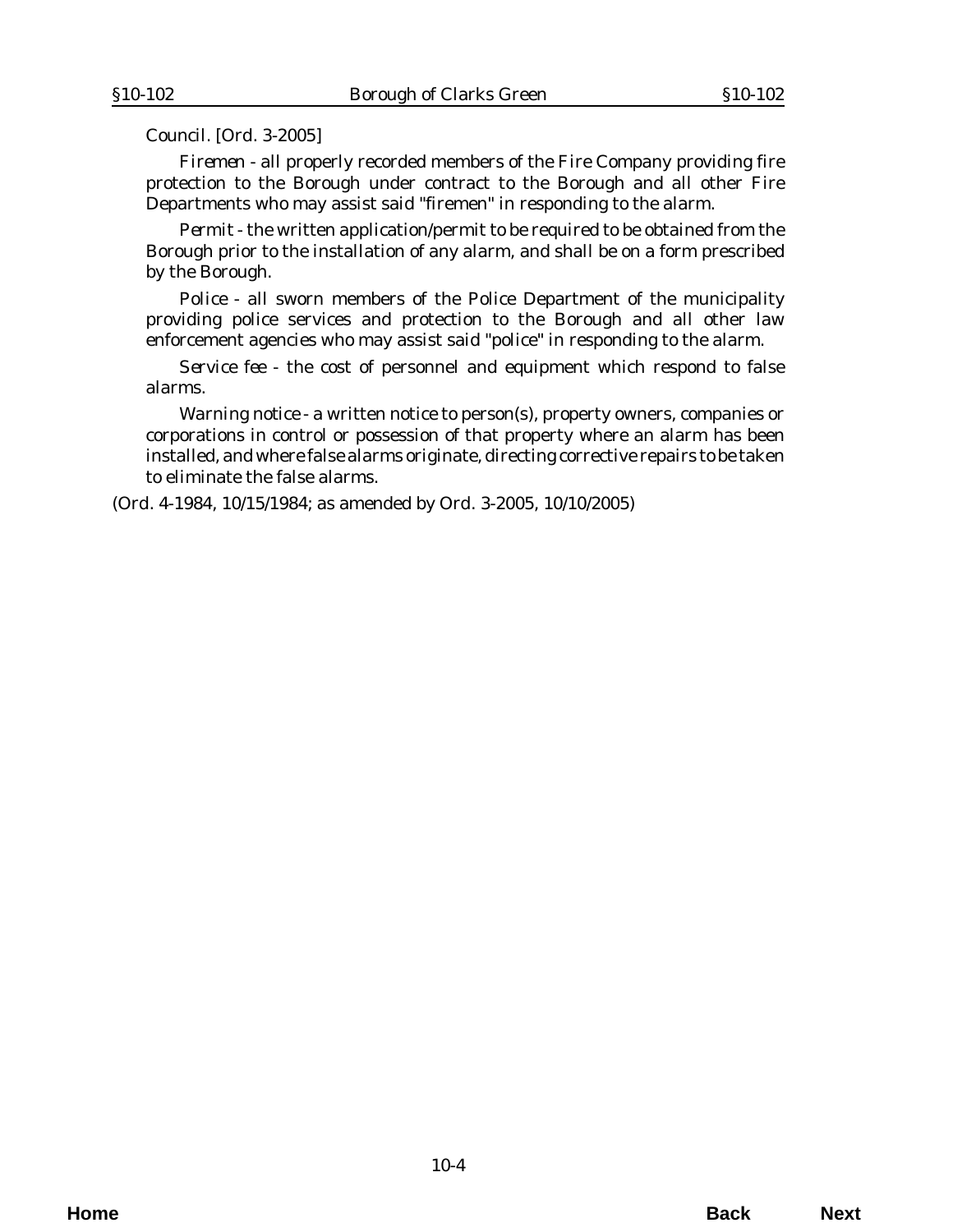Council. [Ord. 3-2005]

*Firemen* - all properly recorded members of the Fire Company providing fire protection to the Borough under contract to the Borough and all other Fire Departments who may assist said "firemen" in responding to the alarm.

*Permit* - the written application/permit to be required to be obtained from the Borough prior to the installation of any alarm, and shall be on a form prescribed by the Borough.

*Police* - all sworn members of the Police Department of the municipality providing police services and protection to the Borough and all other law enforcement agencies who may assist said "police" in responding to the alarm.

*Service fee* - the cost of personnel and equipment which respond to false alarms.

*Warning notice* - a written notice to person(s), property owners, companies or corporations in control or possession of that property where an alarm has been installed, and where false alarms originate, directing corrective repairs to be taken to eliminate the false alarms.

(Ord. 4-1984, 10/15/1984; as amended by Ord. 3-2005, 10/10/2005)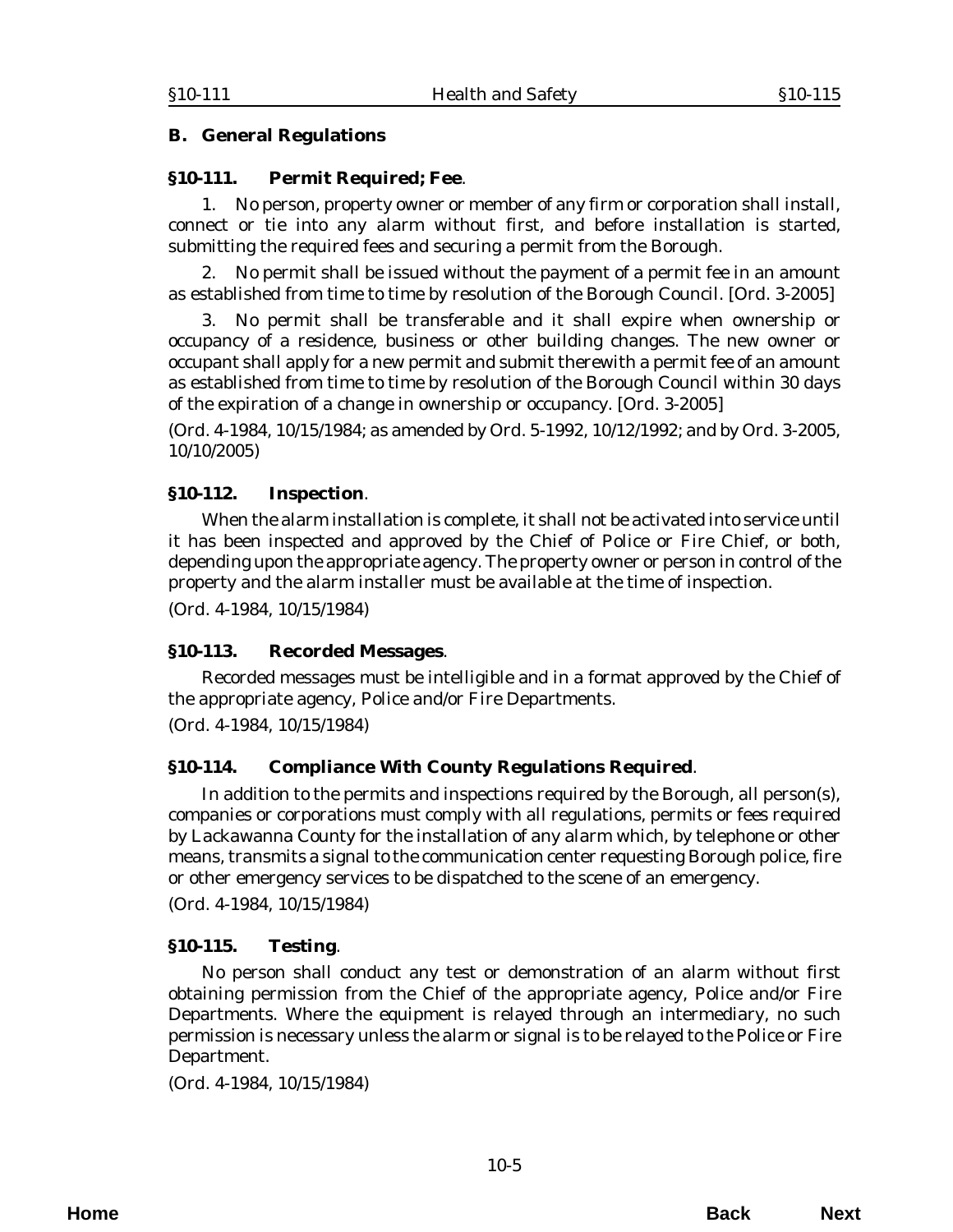## B. General Regulations

### §10-111. Permit Required; Fee.

1. No person, property owner or member of any firm or corporation shall install, connect or tie into any alarm without first, and before installation is started, submitting the required fees and securing a permit from the Borough.

2. No permit shall be issued without the payment of a permit fee in an amount as established from time to time by resolution of the Borough Council. [Ord. 3-2005]

3. No permit shall be transferable and it shall expire when ownership or occupancy of a residence, business or other building changes. The new owner or occupant shall apply for a new permit and submit therewith a permit fee of an amount as established from time to time by resolution of the Borough Council within 30 days of the expiration of a change in ownership or occupancy. [Ord. 3-2005]

(*Ord. 4-1984*, 10/15/1984; as amended by *Ord. 5-1992*, 10/12/1992; and by *Ord. 3-2005*, 10/10/2005)

### §10-112. Inspection.

When the alarm installation is complete, it shall not be activated into service until it has been inspected and approved by the Chief of Police or Fire Chief, or both, depending upon the appropriate agency. The property owner or person in control of the property and the alarm installer must be available at the time of inspection.

(*Ord. 4-1984*, 10/15/1984)

### §10-113. Recorded Messages.

Recorded messages must be intelligible and in a format approved by the Chief of the appropriate agency, Police and/or Fire Departments.

(*Ord. 4-1984*, 10/15/1984)

### §10-114. Compliance With County Regulations Required.

In addition to the permits and inspections required by the Borough, all person(s), companies or corporations must comply with all regulations, permits or fees required by Lackawanna County for the installation of any alarm which, by telephone or other means, transmits a signal to the communication center requesting Borough police, fire or other emergency services to be dispatched to the scene of an emergency.

(*Ord. 4-1984*, 10/15/1984)

### §10-115. Testing.

No person shall conduct any test or demonstration of an alarm without first obtaining permission from the Chief of the appropriate agency, Police and/or Fire Departments. Where the equipment is relayed through an intermediary, no such permission is necessary unless the alarm or signal is to be relayed to the Police or Fire Department.

(*Ord. 4-1984*, 10/15/1984)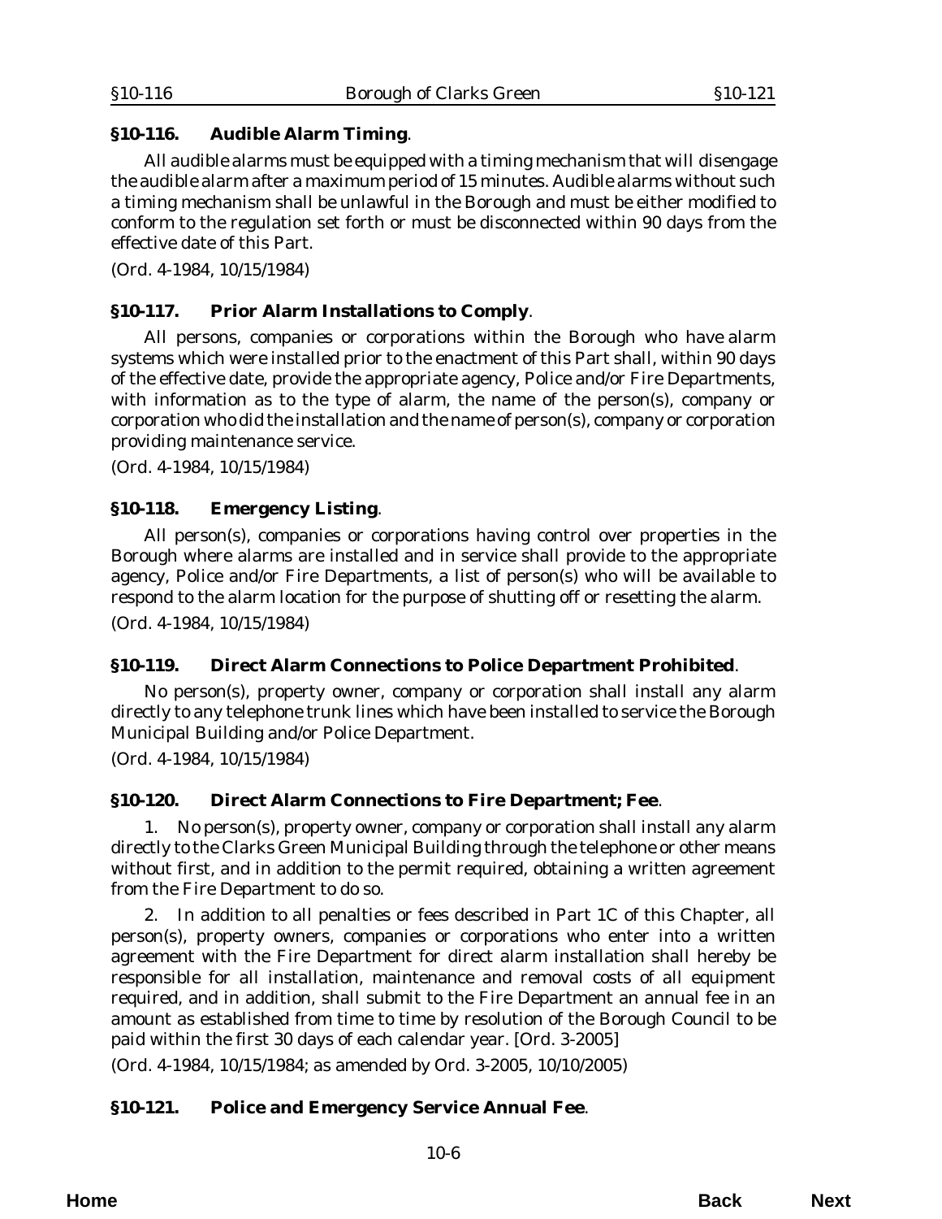### §10-116. Audible Alarm Timing.

All audible alarms must be equipped with a timing mechanism that will disengage the audible alarm after a maximum period of 15 minutes. Audible alarms without such a timing mechanism shall be unlawful in the Borough and must be either modified to conform to the regulation set forth or must be disconnected within 90 days from the effective date of this Part.

(Ord. 4-1984, 10/15/1984)

### §10-117. Prior Alarm Installations to Comply.

All persons, companies or corporations within the Borough who have alarm systems which were installed prior to the enactment of this Part shall, within 90 days of the effective date, provide the appropriate agency, Police and/or Fire Departments, with information as to the type of alarm, the name of the person(s), company or corporation who did the installation and the name of person(s), company or corporation providing maintenance service.

(Ord. 4-1984, 10/15/1984)

### §10-118. Emergency Listing.

All person(s), companies or corporations having control over properties in the Borough where alarms are installed and in service shall provide to the appropriate agency, Police and/or Fire Departments, a list of person(s) who will be available to respond to the alarm location for the purpose of shutting off or resetting the alarm.

(Ord. 4-1984, 10/15/1984)

### §10-119. Direct Alarm Connections to Police Department Prohibited.

No person(s), property owner, company or corporation shall install any alarm directly to any telephone trunk lines which have been installed to service the Borough Municipal Building and/or Police Department.

(Ord. 4-1984, 10/15/1984)

### §10-120. Direct Alarm Connections to Fire Department; Fee.

1. No person(s), property owner, company or corporation shall install any alarm directly to the Clarks Green Municipal Building through the telephone or other means without first, and in addition to the permit required, obtaining a written agreement from the Fire Department to do so.

2. In addition to all penalties or fees described in Part 1C of this Chapter, all person(s), property owners, companies or corporations who enter into a written agreement with the Fire Department for direct alarm installation shall hereby be responsible for all installation, maintenance and removal costs of all equipment required, and in addition, shall submit to the Fire Department an annual fee in an amount as established from time to time by resolution of the Borough Council to be paid within the first 30 days of each calendar year. [Ord. 3-2005]

(Ord. 4-1984, 10/15/1984; as amended by Ord. 3-2005, 10/10/2005)

### §10-121. Police and Emergency Service Annual Fee.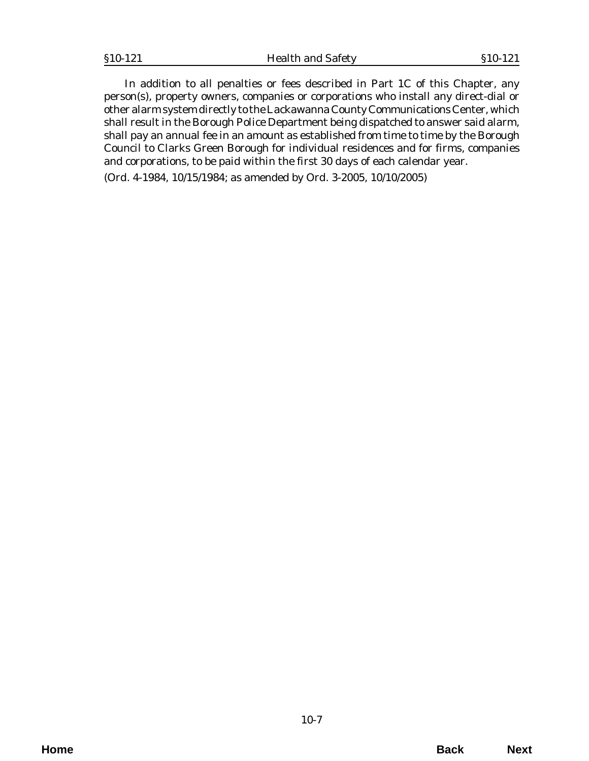In addition to all penalties or fees described in Part 1C of this Chapter, any person(s), property owners, companies or corporations who install any direct-dial or other alarm system directly to the Lackawanna County Communications Center, which shall result in the Borough Police Department being dispatched to answer said alarm, shall pay an annual fee in an amount as established from time to time by the Borough Council to Clarks Green Borough for individual residences and for firms, companies and corporations, to be paid within the first 30 days of each calendar year.

(Ord. 4-1984, 10/15/1984; as amended by Ord. 3-2005, 10/10/2005)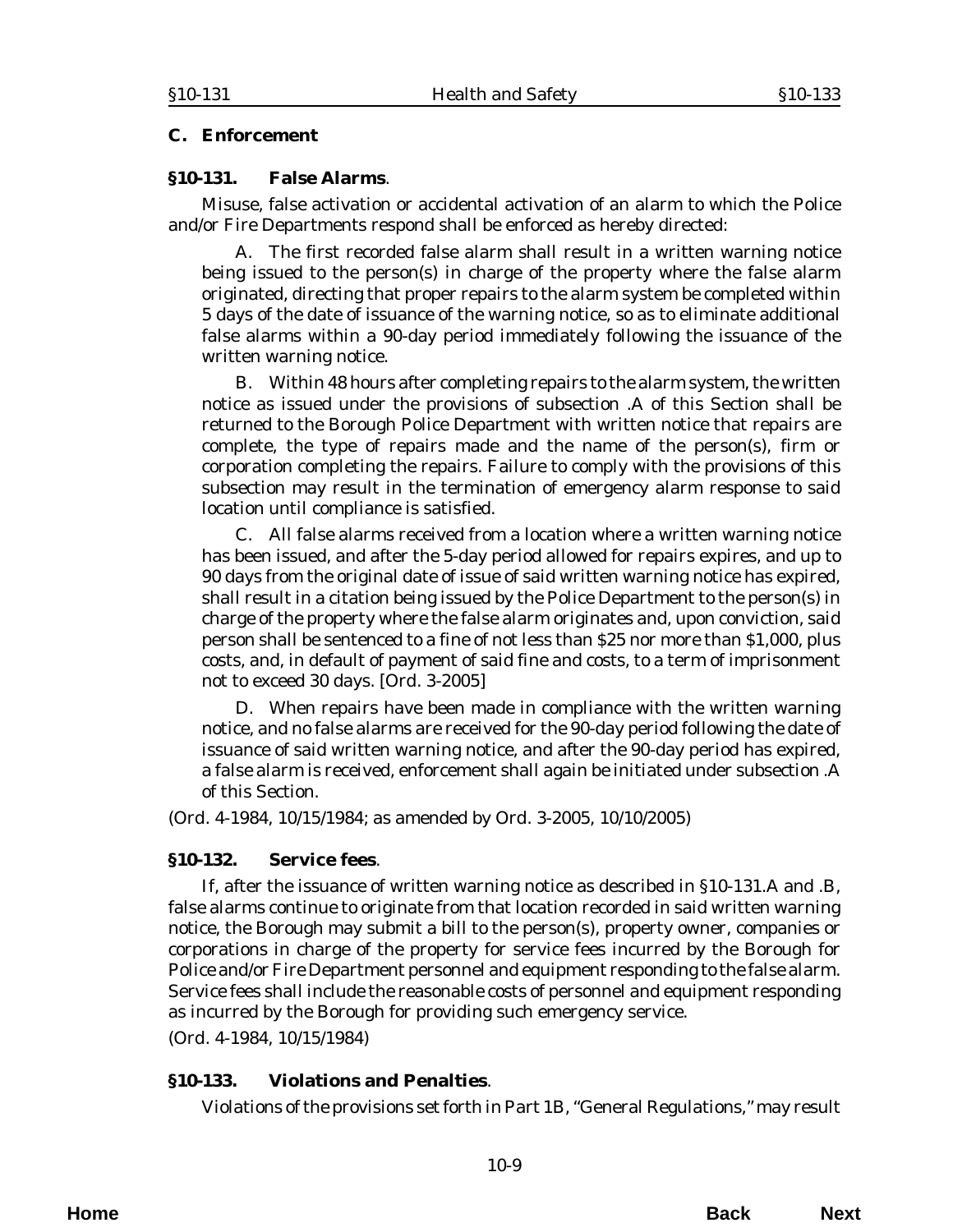### C. Enforcement

#### §10-131. False Alarms.

Misuse, false activation or accidental activation of an alarm to which the Police and/or Fire Departments respond shall be enforced as hereby directed:

A. The first recorded false alarm shall result in a written warning notice being issued to the person(s) in charge of the property where the false alarm originated, directing that proper repairs to the alarm system be completed within 5 days of the date of issuance of the warning notice, so as to eliminate additional false alarms within a 90-day period immediately following the issuance of the written warning notice.

B. Within 48 hours after completing repairs to the alarm system, the written notice as issued under the provisions of subsection .A of this Section shall be returned to the Borough Police Department with written notice that repairs are complete, the type of repairs made and the name of the person(s), firm or corporation completing the repairs. Failure to comply with the provisions of this subsection may result in the termination of emergency alarm response to said location until compliance is satisfied.

C. All false alarms received from a location where a written warning notice has been issued, and after the 5-day period allowed for repairs expires, and up to 90 days from the original date of issue of said written warning notice has expired, shall result in a citation being issued by the Police Department to the person(s) in charge of the property where the false alarm originates and, upon conviction, said person shall be sentenced to a fine of not less than $25 nor more than $1,000, plus costs, and, in default of payment of said fine and costs, to a term of imprisonment not to exceed 30 days. [Ord. 3-2005]

D. When repairs have been made in compliance with the written warning notice, and no false alarms are received for the 90-day period following the date of issuance of said written warning notice, and after the 90-day period has expired, a false alarm is received, enforcement shall again be initiated under subsection .A of this Section.

(Ord. 4-1984, 10/15/1984; as amended by Ord. 3-2005, 10/10/2005)

#### §10-132. Service fees.

If, after the issuance of written warning notice as described in §10-131.A and .B, false alarms continue to originate from that location recorded in said written warning notice, the Borough may submit a bill to the person(s), property owner, companies or corporations in charge of the property for service fees incurred by the Borough for Police and/or Fire Department personnel and equipment responding to the false alarm. Service fees shall include the reasonable costs of personnel and equipment responding as incurred by the Borough for providing such emergency service.

(Ord. 4-1984, 10/15/1984)

#### §10-133. Violations and Penalties.

Violations of the provisions set forth in Part 1B, "General Regulations," may result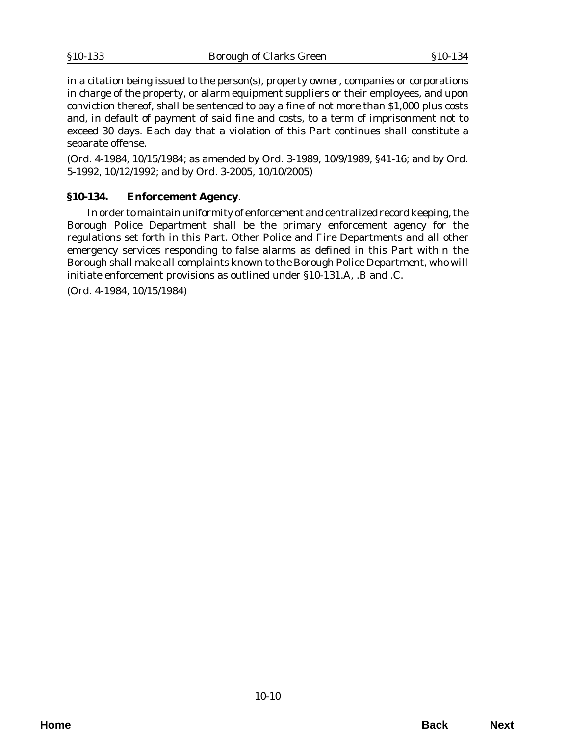in a citation being issued to the person(s), property owner, companies or corporations in charge of the property, or alarm equipment suppliers or their employees, and upon conviction thereof, shall be sentenced to pay a fine of not more than $1,000 plus costs and, in default of payment of said fine and costs, to a term of imprisonment not to exceed 30 days. Each day that a violation of this Part continues shall constitute a separate offense.

(Ord. 4-1984, 10/15/1984; as amended by Ord. 3-1989, 10/9/1989, §41-16; and by Ord. 5-1992, 10/12/1992; and by Ord. 3-2005, 10/10/2005)

### §10-134. Enforcement Agency.

In order to maintain uniformity of enforcement and centralized record keeping, the Borough Police Department shall be the primary enforcement agency for the regulations set forth in this Part. Other Police and Fire Departments and all other emergency services responding to false alarms as defined in this Part within the Borough shall make all complaints known to the Borough Police Department, who will initiate enforcement provisions as outlined under §10-131.A, .B and .C.

(Ord. 4-1984, 10/15/1984)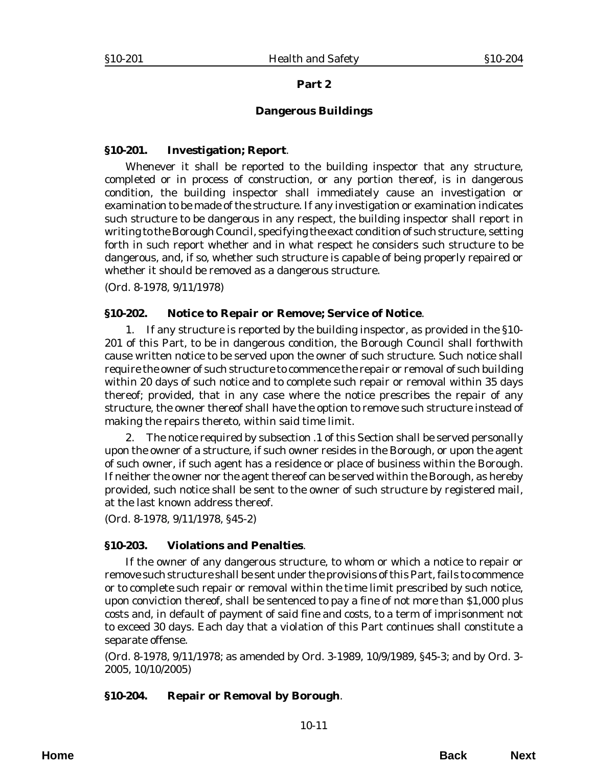## Part 2

## Dangerous Buildings

### §10-201. Investigation; Report.

Whenever it shall be reported to the building inspector that any structure, completed or in process of construction, or any portion thereof, is in dangerous condition, the building inspector shall immediately cause an investigation or examination to be made of the structure. If any investigation or examination indicates such structure to be dangerous in any respect, the building inspector shall report in writing to the Borough Council, specifying the exact condition of such structure, setting forth in such report whether and in what respect he considers such structure to be dangerous, and, if so, whether such structure is capable of being properly repaired or whether it should be removed as a dangerous structure.

(*Ord. 8-1978, 9/11/1978*)

### §10-202. Notice to Repair or Remove; Service of Notice.

1. If any structure is reported by the building inspector, as provided in the §10-201 of this Part, to be in dangerous condition, the Borough Council shall forthwith cause written notice to be served upon the owner of such structure. Such notice shall require the owner of such structure to commence the repair or removal of such building within 20 days of such notice and to complete such repair or removal within 35 days thereof; provided, that in any case where the notice prescribes the repair of any structure, the owner thereof shall have the option to remove such structure instead of making the repairs thereto, within said time limit.

2. The notice required by subsection .1 of this Section shall be served personally upon the owner of a structure, if such owner resides in the Borough, or upon the agent of such owner, if such agent has a residence or place of business within the Borough. If neither the owner nor the agent thereof can be served within the Borough, as hereby provided, such notice shall be sent to the owner of such structure by registered mail, at the last known address thereof.

(*Ord. 8-1978, 9/11/1978, §45-2*)

### §10-203. Violations and Penalties.

If the owner of any dangerous structure, to whom or which a notice to repair or remove such structure shall be sent under the provisions of this Part, fails to commence or to complete such repair or removal within the time limit prescribed by such notice, upon conviction thereof, shall be sentenced to pay a fine of not more than $1,000 plus costs and, in default of payment of said fine and costs, to a term of imprisonment not to exceed 30 days. Each day that a violation of this Part continues shall constitute a separate offense.

(*Ord. 8-1978, 9/11/1978; as amended by Ord. 3-1989, 10/9/1989, §45-3; and by Ord. 3-2005, 10/10/2005*)

### §10-204. Repair or Removal by Borough.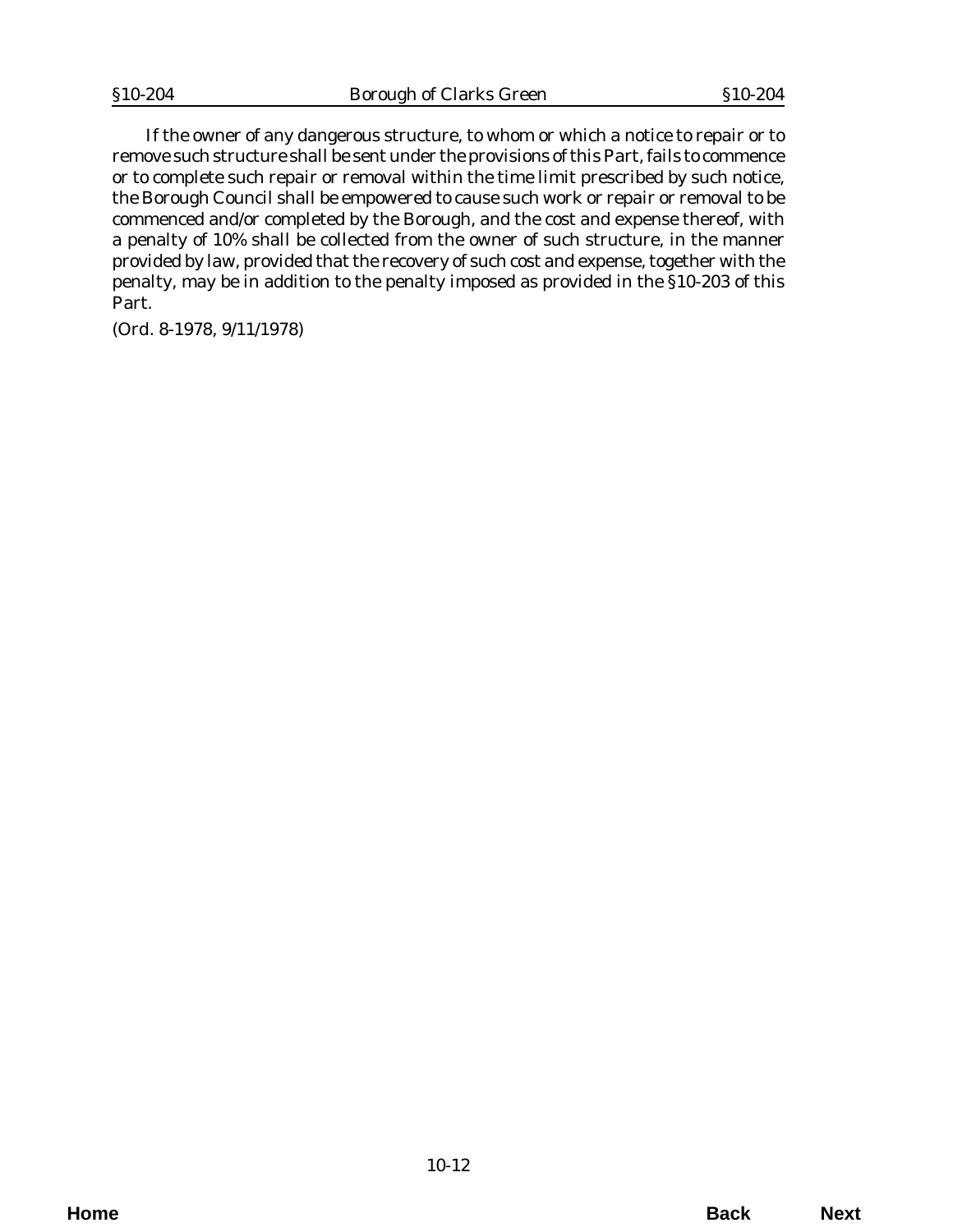If the owner of any dangerous structure, to whom or which a notice to repair or to remove such structure shall be sent under the provisions of this Part, fails to commence or to complete such repair or removal within the time limit prescribed by such notice, the Borough Council shall be empowered to cause such work or repair or removal to be commenced and/or completed by the Borough, and the cost and expense thereof, with a penalty of 10% shall be collected from the owner of such structure, in the manner provided by law, provided that the recovery of such cost and expense, together with the penalty, may be in addition to the penalty imposed as provided in the §10-203 of this Part.

(Ord. 8-1978, 9/11/1978)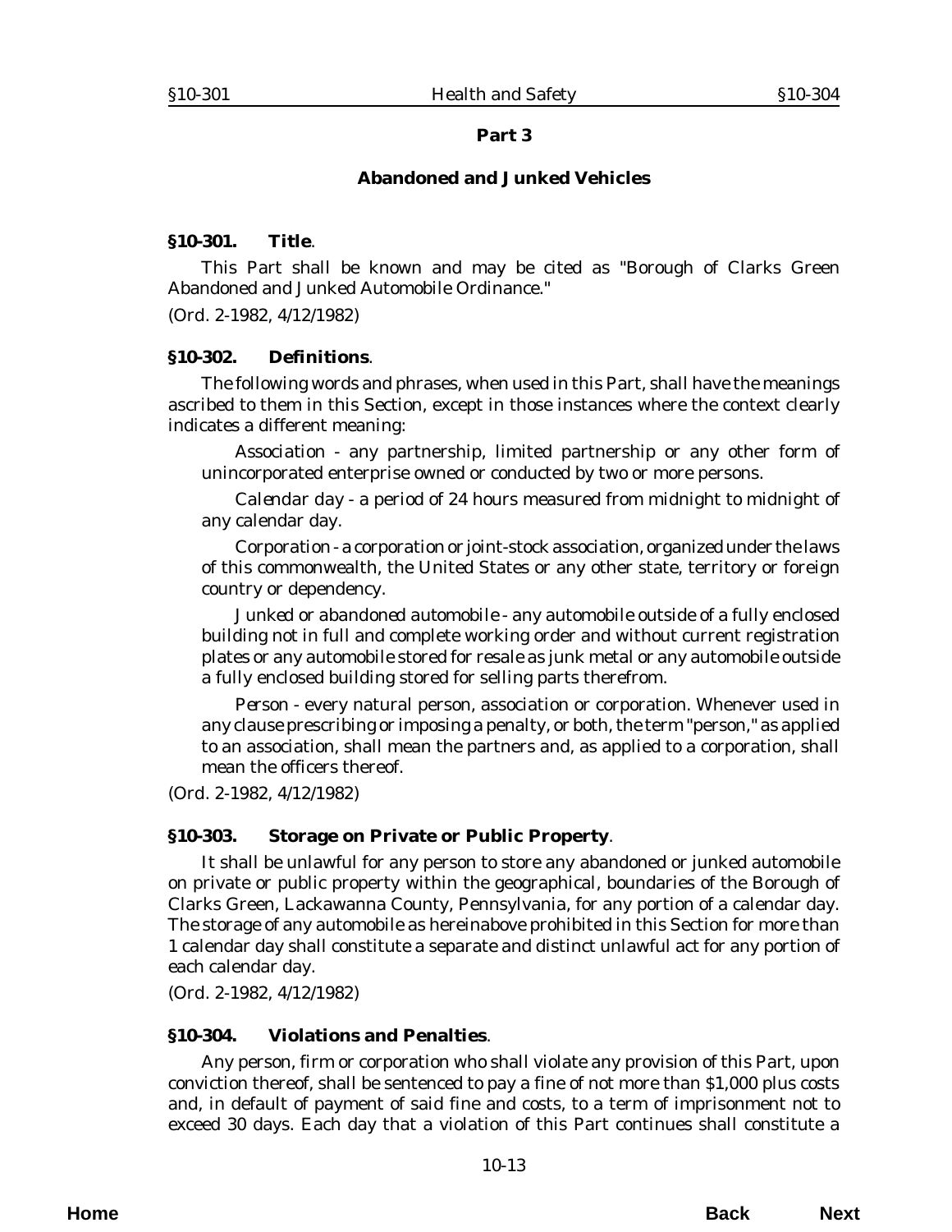## Part 3

## Abandoned and Junked Vehicles

### §10-301. Title.

This Part shall be known and may be cited as "Borough of Clarks Green Abandoned and Junked Automobile Ordinance."

(Ord. 2-1982, 4/12/1982)

### §10-302. Definitions.

The following words and phrases, when used in this Part, shall have the meanings ascribed to them in this Section, except in those instances where the context clearly indicates a different meaning:

*Association* - any partnership, limited partnership or any other form of unincorporated enterprise owned or conducted by two or more persons.

*Calendar day* - a period of 24 hours measured from midnight to midnight of any calendar day.

*Corporation* - a corporation or joint-stock association, organized under the laws of this commonwealth, the United States or any other state, territory or foreign country or dependency.

*Junked or abandoned automobile* - any automobile outside of a fully enclosed building not in full and complete working order and without current registration plates or any automobile stored for resale as junk metal or any automobile outside a fully enclosed building stored for selling parts therefrom.

*Person* - every natural person, association or corporation. Whenever used in any clause prescribing or imposing a penalty, or both, the term "person," as applied to an association, shall mean the partners and, as applied to a corporation, shall mean the officers thereof.

(Ord. 2-1982, 4/12/1982)

### §10-303. Storage on Private or Public Property.

It shall be unlawful for any person to store any abandoned or junked automobile on private or public property within the geographical, boundaries of the Borough of Clarks Green, Lackawanna County, Pennsylvania, for any portion of a calendar day. The storage of any automobile as hereinabove prohibited in this Section for more than 1 calendar day shall constitute a separate and distinct unlawful act for any portion of each calendar day.

(Ord. 2-1982, 4/12/1982)

### §10-304. Violations and Penalties.

Any person, firm or corporation who shall violate any provision of this Part, upon conviction thereof, shall be sentenced to pay a fine of not more than $1,000 plus costs and, in default of payment of said fine and costs, to a term of imprisonment not to exceed 30 days. Each day that a violation of this Part continues shall constitute a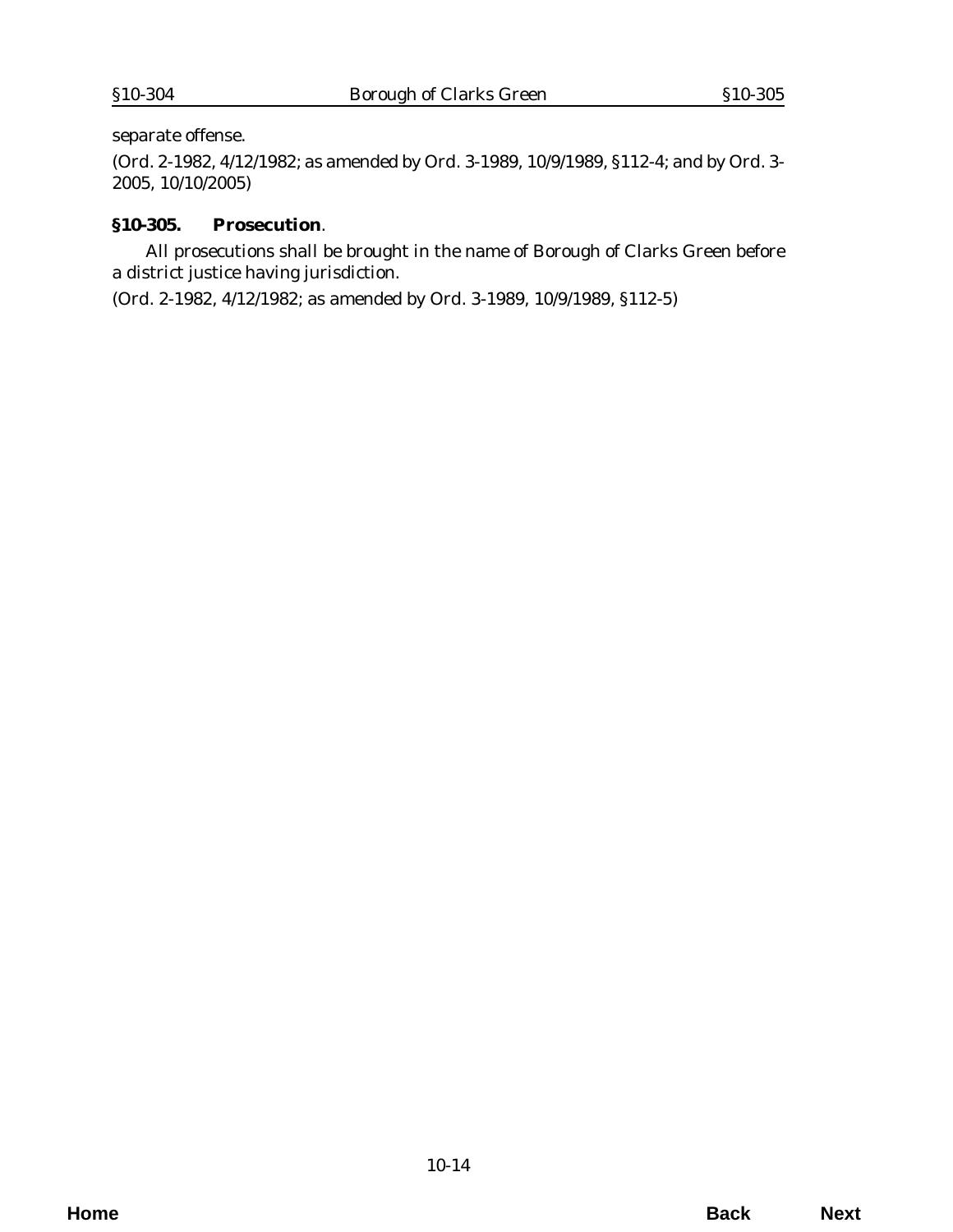separate offense.

(Ord. 2-1982, 4/12/1982; as amended by Ord. 3-1989, 10/9/1989, §112-4; and by Ord. 3-2005, 10/10/2005)

**§10-305. *Prosecution*.**

All prosecutions shall be brought in the name of Borough of Clarks Green before a district justice having jurisdiction.

(Ord. 2-1982, 4/12/1982; as amended by Ord. 3-1989, 10/9/1989, §112-5)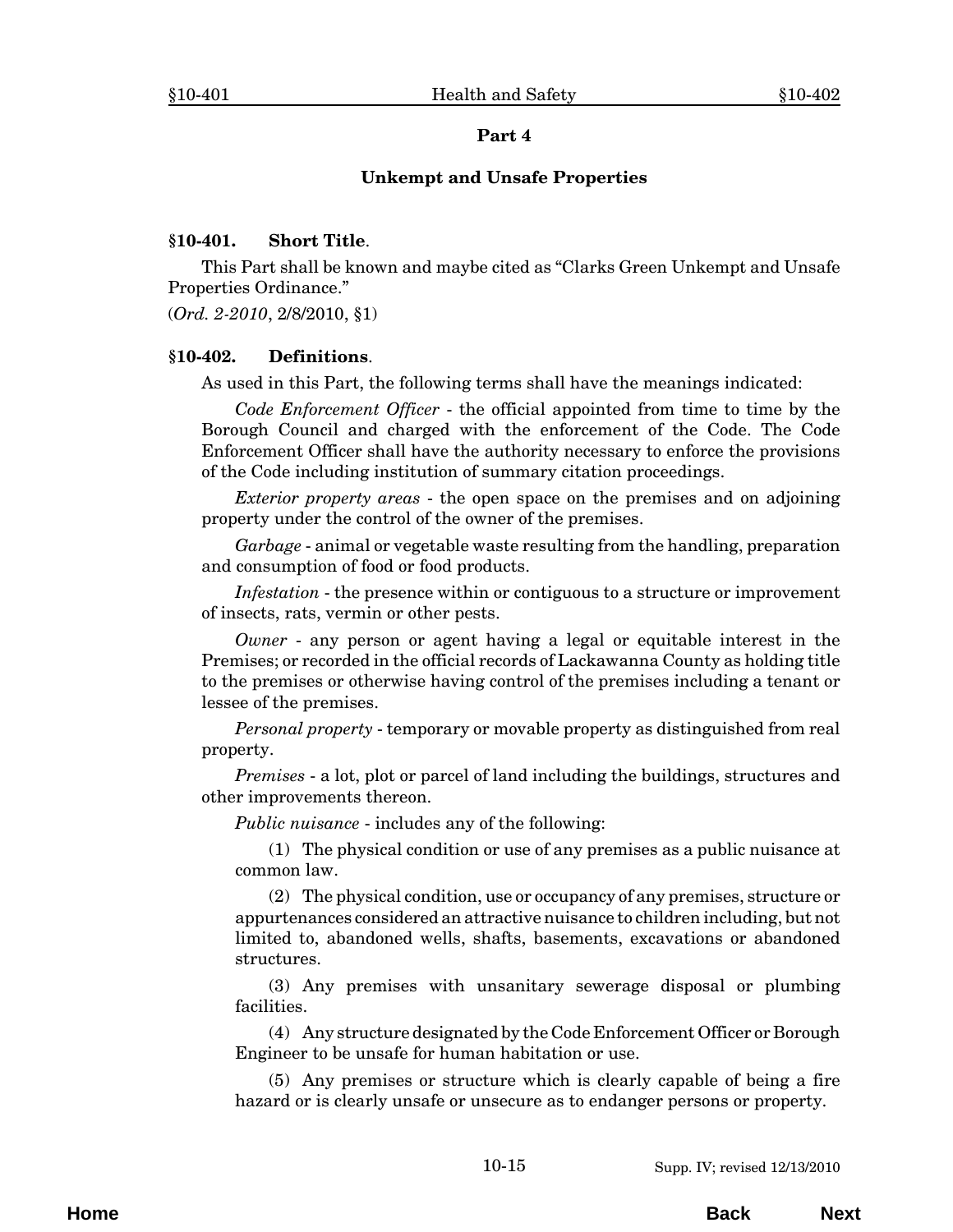## Part 4

## Unkempt and Unsafe Properties

### §10-401. Short Title.

This Part shall be known and maybe cited as "Clarks Green Unkempt and Unsafe Properties Ordinance."

(*Ord. 2-2010*, 2/8/2010, §1)

### §10-402. Definitions.

As used in this Part, the following terms shall have the meanings indicated:

*Code Enforcement Officer* - the official appointed from time to time by the Borough Council and charged with the enforcement of the Code. The Code Enforcement Officer shall have the authority necessary to enforce the provisions of the Code including institution of summary citation proceedings.

*Exterior property areas* - the open space on the premises and on adjoining property under the control of the owner of the premises.

*Garbage* - animal or vegetable waste resulting from the handling, preparation and consumption of food or food products.

*Infestation* - the presence within or contiguous to a structure or improvement of insects, rats, vermin or other pests.

*Owner* - any person or agent having a legal or equitable interest in the Premises; or recorded in the official records of Lackawanna County as holding title to the premises or otherwise having control of the premises including a tenant or lessee of the premises.

*Personal property* - temporary or movable property as distinguished from real property.

*Premises* - a lot, plot or parcel of land including the buildings, structures and other improvements thereon.

*Public nuisance* - includes any of the following:

(1) The physical condition or use of any premises as a public nuisance at common law.

(2) The physical condition, use or occupancy of any premises, structure or appurtenances considered an attractive nuisance to children including, but not limited to, abandoned wells, shafts, basements, excavations or abandoned structures.

(3) Any premises with unsanitary sewerage disposal or plumbing facilities.

(4) Any structure designated by the Code Enforcement Officer or Borough Engineer to be unsafe for human habitation or use.

(5) Any premises or structure which is clearly capable of being a fire hazard or is clearly unsafe or unsecure as to endanger persons or property.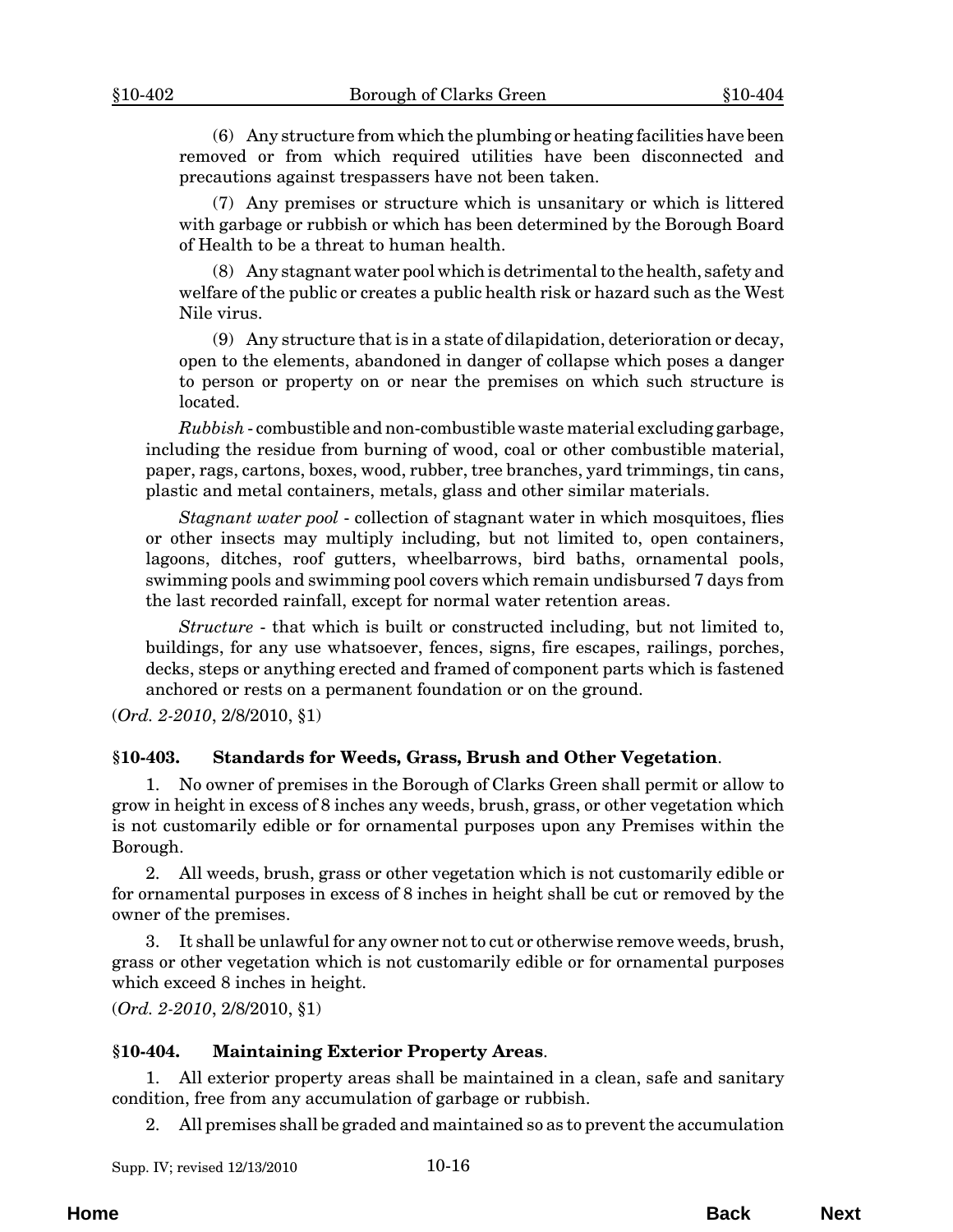(6) Any structure from which the plumbing or heating facilities have been removed or from which required utilities have been disconnected and precautions against trespassers have not been taken.

(7) Any premises or structure which is unsanitary or which is littered with garbage or rubbish or which has been determined by the Borough Board of Health to be a threat to human health.

(8) Any stagnant water pool which is detrimental to the health, safety and welfare of the public or creates a public health risk or hazard such as the West Nile virus.

(9) Any structure that is in a state of dilapidation, deterioration or decay, open to the elements, abandoned in danger of collapse which poses a danger to person or property on or near the premises on which such structure is located.

*Rubbish* - combustible and non-combustible waste material excluding garbage, including the residue from burning of wood, coal or other combustible material, paper, rags, cartons, boxes, wood, rubber, tree branches, yard trimmings, tin cans, plastic and metal containers, metals, glass and other similar materials.

*Stagnant water pool* - collection of stagnant water in which mosquitoes, flies or other insects may multiply including, but not limited to, open containers, lagoons, ditches, roof gutters, wheelbarrows, bird baths, ornamental pools, swimming pools and swimming pool covers which remain undisbursed 7 days from the last recorded rainfall, except for normal water retention areas.

*Structure* - that which is built or constructed including, but not limited to, buildings, for any use whatsoever, fences, signs, fire escapes, railings, porches, decks, steps or anything erected and framed of component parts which is fastened anchored or rests on a permanent foundation or on the ground.

(*Ord. 2-2010*, 2/8/2010, §1)

### §10-403. Standards for Weeds, Grass, Brush and Other Vegetation.

1. No owner of premises in the Borough of Clarks Green shall permit or allow to grow in height in excess of 8 inches any weeds, brush, grass, or other vegetation which is not customarily edible or for ornamental purposes upon any Premises within the Borough.

2. All weeds, brush, grass or other vegetation which is not customarily edible or for ornamental purposes in excess of 8 inches in height shall be cut or removed by the owner of the premises.

3. It shall be unlawful for any owner not to cut or otherwise remove weeds, brush, grass or other vegetation which is not customarily edible or for ornamental purposes which exceed 8 inches in height.

(*Ord. 2-2010*, 2/8/2010, §1)

### §10-404. Maintaining Exterior Property Areas.

1. All exterior property areas shall be maintained in a clean, safe and sanitary condition, free from any accumulation of garbage or rubbish.

2. All premises shall be graded and maintained so as to prevent the accumulation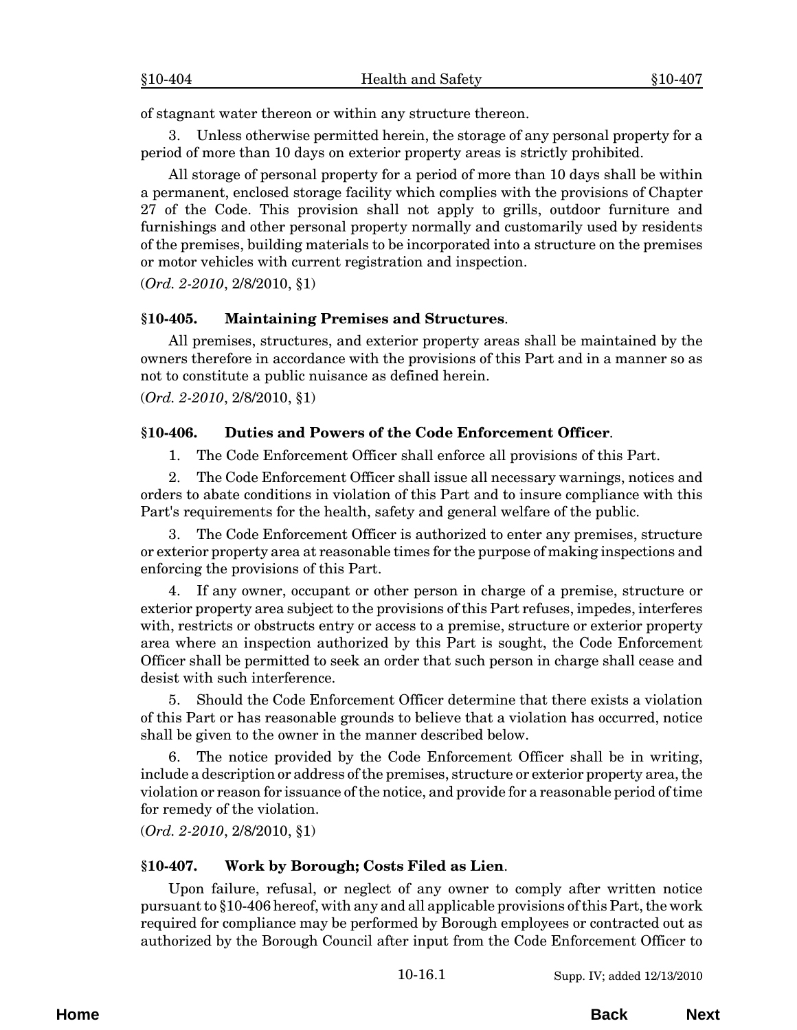of stagnant water thereon or within any structure thereon.

3. Unless otherwise permitted herein, the storage of any personal property for a period of more than 10 days on exterior property areas is strictly prohibited.

All storage of personal property for a period of more than 10 days shall be within a permanent, enclosed storage facility which complies with the provisions of Chapter 27 of the Code. This provision shall not apply to grills, outdoor furniture and furnishings and other personal property normally and customarily used by residents of the premises, building materials to be incorporated into a structure on the premises or motor vehicles with current registration and inspection.

(*Ord. 2-2010*, 2/8/2010, §1)

### §10-405. Maintaining Premises and Structures.

All premises, structures, and exterior property areas shall be maintained by the owners therefore in accordance with the provisions of this Part and in a manner so as not to constitute a public nuisance as defined herein.

(*Ord. 2-2010*, 2/8/2010, §1)

### §10-406. Duties and Powers of the Code Enforcement Officer.

1. The Code Enforcement Officer shall enforce all provisions of this Part.

2. The Code Enforcement Officer shall issue all necessary warnings, notices and orders to abate conditions in violation of this Part and to insure compliance with this Part's requirements for the health, safety and general welfare of the public.

3. The Code Enforcement Officer is authorized to enter any premises, structure or exterior property area at reasonable times for the purpose of making inspections and enforcing the provisions of this Part.

4. If any owner, occupant or other person in charge of a premise, structure or exterior property area subject to the provisions of this Part refuses, impedes, interferes with, restricts or obstructs entry or access to a premise, structure or exterior property area where an inspection authorized by this Part is sought, the Code Enforcement Officer shall be permitted to seek an order that such person in charge shall cease and desist with such interference.

5. Should the Code Enforcement Officer determine that there exists a violation of this Part or has reasonable grounds to believe that a violation has occurred, notice shall be given to the owner in the manner described below.

6. The notice provided by the Code Enforcement Officer shall be in writing, include a description or address of the premises, structure or exterior property area, the violation or reason for issuance of the notice, and provide for a reasonable period of time for remedy of the violation.

(*Ord. 2-2010*, 2/8/2010, §1)

### §10-407. Work by Borough; Costs Filed as Lien.

Upon failure, refusal, or neglect of any owner to comply after written notice pursuant to §10-406 hereof, with any and all applicable provisions of this Part, the work required for compliance may be performed by Borough employees or contracted out as authorized by the Borough Council after input from the Code Enforcement Officer to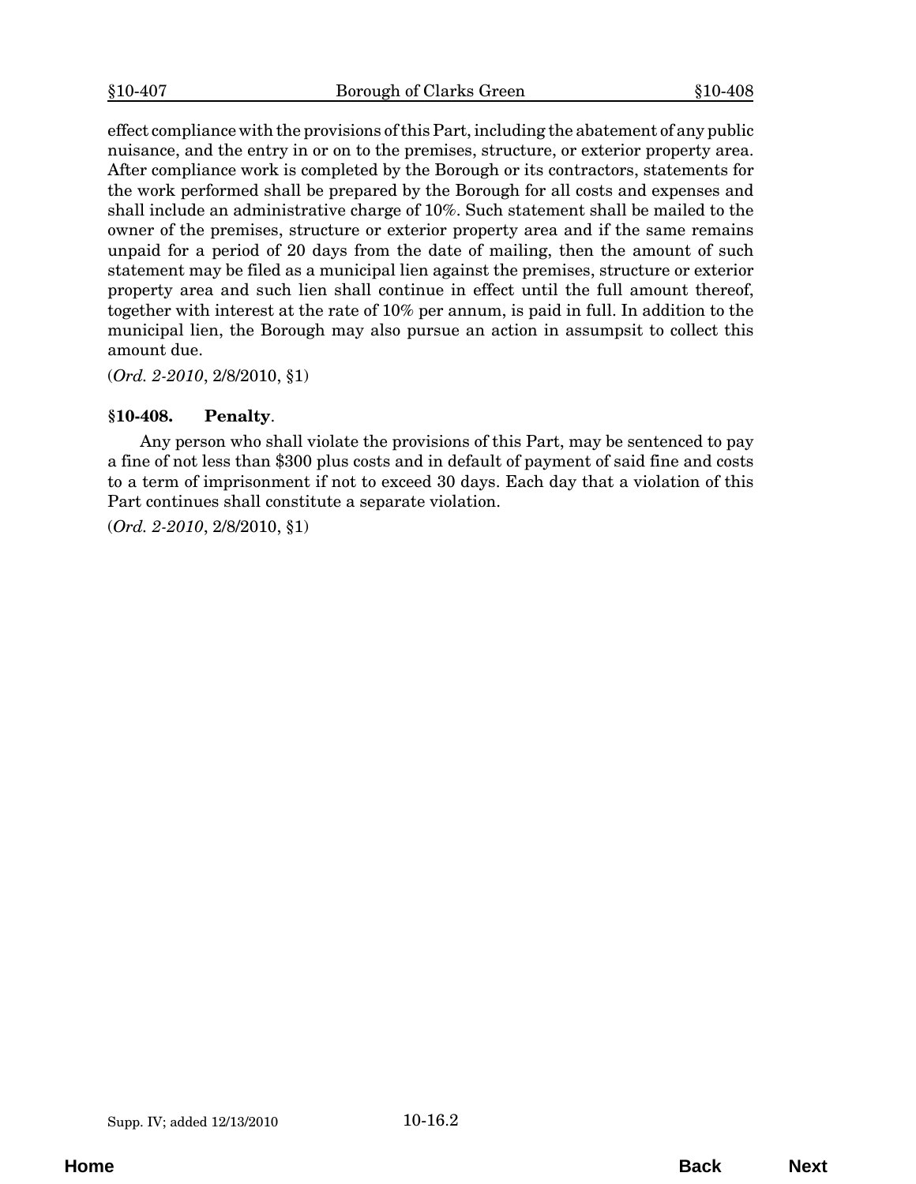effect compliance with the provisions of this Part, including the abatement of any public nuisance, and the entry in or on to the premises, structure, or exterior property area. After compliance work is completed by the Borough or its contractors, statements for the work performed shall be prepared by the Borough for all costs and expenses and shall include an administrative charge of 10%. Such statement shall be mailed to the owner of the premises, structure or exterior property area and if the same remains unpaid for a period of 20 days from the date of mailing, then the amount of such statement may be filed as a municipal lien against the premises, structure or exterior property area and such lien shall continue in effect until the full amount thereof, together with interest at the rate of 10% per annum, is paid in full. In addition to the municipal lien, the Borough may also pursue an action in assumpsit to collect this amount due.

(*Ord. 2-2010*, 2/8/2010, §1)

### §10-408. Penalty.

Any person who shall violate the provisions of this Part, may be sentenced to pay a fine of not less than $300 plus costs and in default of payment of said fine and costs to a term of imprisonment if not to exceed 30 days. Each day that a violation of this Part continues shall constitute a separate violation.

(*Ord. 2-2010*, 2/8/2010, §1)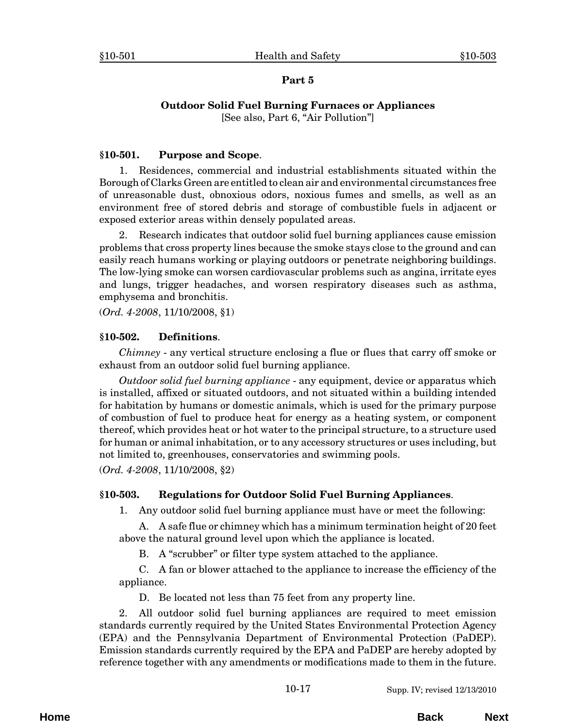## Part 5

### Outdoor Solid Fuel Burning Furnaces or Appliances

[See also, Part 6, "Air Pollution"]

### §10-501. Purpose and Scope.

1. Residences, commercial and industrial establishments situated within the Borough of Clarks Green are entitled to clean air and environmental circumstances free of unreasonable dust, obnoxious odors, noxious fumes and smells, as well as an environment free of stored debris and storage of combustible fuels in adjacent or exposed exterior areas within densely populated areas.

2. Research indicates that outdoor solid fuel burning appliances cause emission problems that cross property lines because the smoke stays close to the ground and can easily reach humans working or playing outdoors or penetrate neighboring buildings. The low-lying smoke can worsen cardiovascular problems such as angina, irritate eyes and lungs, trigger headaches, and worsen respiratory diseases such as asthma, emphysema and bronchitis.

(*Ord. 4-2008*, 11/10/2008, §1)

### §10-502. Definitions.

*Chimney* - any vertical structure enclosing a flue or flues that carry off smoke or exhaust from an outdoor solid fuel burning appliance.

*Outdoor solid fuel burning appliance* - any equipment, device or apparatus which is installed, affixed or situated outdoors, and not situated within a building intended for habitation by humans or domestic animals, which is used for the primary purpose of combustion of fuel to produce heat for energy as a heating system, or component thereof, which provides heat or hot water to the principal structure, to a structure used for human or animal inhabitation, or to any accessory structures or uses including, but not limited to, greenhouses, conservatories and swimming pools.

(*Ord. 4-2008*, 11/10/2008, §2)

### §10-503. Regulations for Outdoor Solid Fuel Burning Appliances.

1. Any outdoor solid fuel burning appliance must have or meet the following:

   A. A safe flue or chimney which has a minimum termination height of 20 feet above the natural ground level upon which the appliance is located.

   B. A "scrubber" or filter type system attached to the appliance.

   C. A fan or blower attached to the appliance to increase the efficiency of the appliance.

   D. Be located not less than 75 feet from any property line.

2. All outdoor solid fuel burning appliances are required to meet emission standards currently required by the United States Environmental Protection Agency (EPA) and the Pennsylvania Department of Environmental Protection (PaDEP). Emission standards currently required by the EPA and PaDEP are hereby adopted by reference together with any amendments or modifications made to them in the future.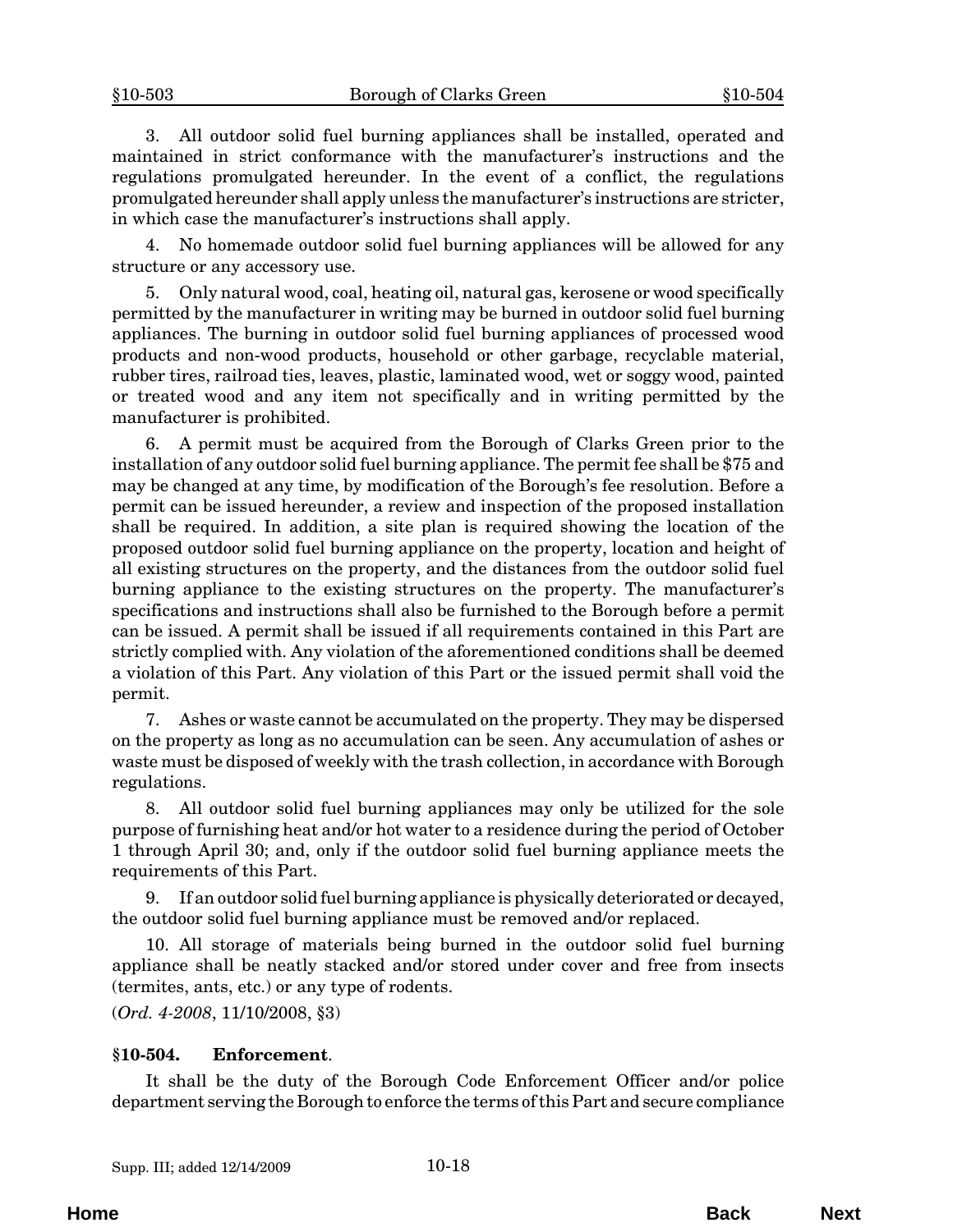3. All outdoor solid fuel burning appliances shall be installed, operated and maintained in strict conformance with the manufacturer's instructions and the regulations promulgated hereunder. In the event of a conflict, the regulations promulgated hereunder shall apply unless the manufacturer's instructions are stricter, in which case the manufacturer's instructions shall apply.

4. No homemade outdoor solid fuel burning appliances will be allowed for any structure or any accessory use.

5. Only natural wood, coal, heating oil, natural gas, kerosene or wood specifically permitted by the manufacturer in writing may be burned in outdoor solid fuel burning appliances. The burning in outdoor solid fuel burning appliances of processed wood products and non-wood products, household or other garbage, recyclable material, rubber tires, railroad ties, leaves, plastic, laminated wood, wet or soggy wood, painted or treated wood and any item not specifically and in writing permitted by the manufacturer is prohibited.

6. A permit must be acquired from the Borough of Clarks Green prior to the installation of any outdoor solid fuel burning appliance. The permit fee shall be $75 and may be changed at any time, by modification of the Borough's fee resolution. Before a permit can be issued hereunder, a review and inspection of the proposed installation shall be required. In addition, a site plan is required showing the location of the proposed outdoor solid fuel burning appliance on the property, location and height of all existing structures on the property, and the distances from the outdoor solid fuel burning appliance to the existing structures on the property. The manufacturer's specifications and instructions shall also be furnished to the Borough before a permit can be issued. A permit shall be issued if all requirements contained in this Part are strictly complied with. Any violation of the aforementioned conditions shall be deemed a violation of this Part. Any violation of this Part or the issued permit shall void the permit.

7. Ashes or waste cannot be accumulated on the property. They may be dispersed on the property as long as no accumulation can be seen. Any accumulation of ashes or waste must be disposed of weekly with the trash collection, in accordance with Borough regulations.

8. All outdoor solid fuel burning appliances may only be utilized for the sole purpose of furnishing heat and/or hot water to a residence during the period of October 1 through April 30; and, only if the outdoor solid fuel burning appliance meets the requirements of this Part.

9. If an outdoor solid fuel burning appliance is physically deteriorated or decayed, the outdoor solid fuel burning appliance must be removed and/or replaced.

10. All storage of materials being burned in the outdoor solid fuel burning appliance shall be neatly stacked and/or stored under cover and free from insects (termites, ants, etc.) or any type of rodents.

(*Ord. 4-2008*, 11/10/2008, §3)

**§10-504. Enforcement**.

It shall be the duty of the Borough Code Enforcement Officer and/or police department serving the Borough to enforce the terms of this Part and secure compliance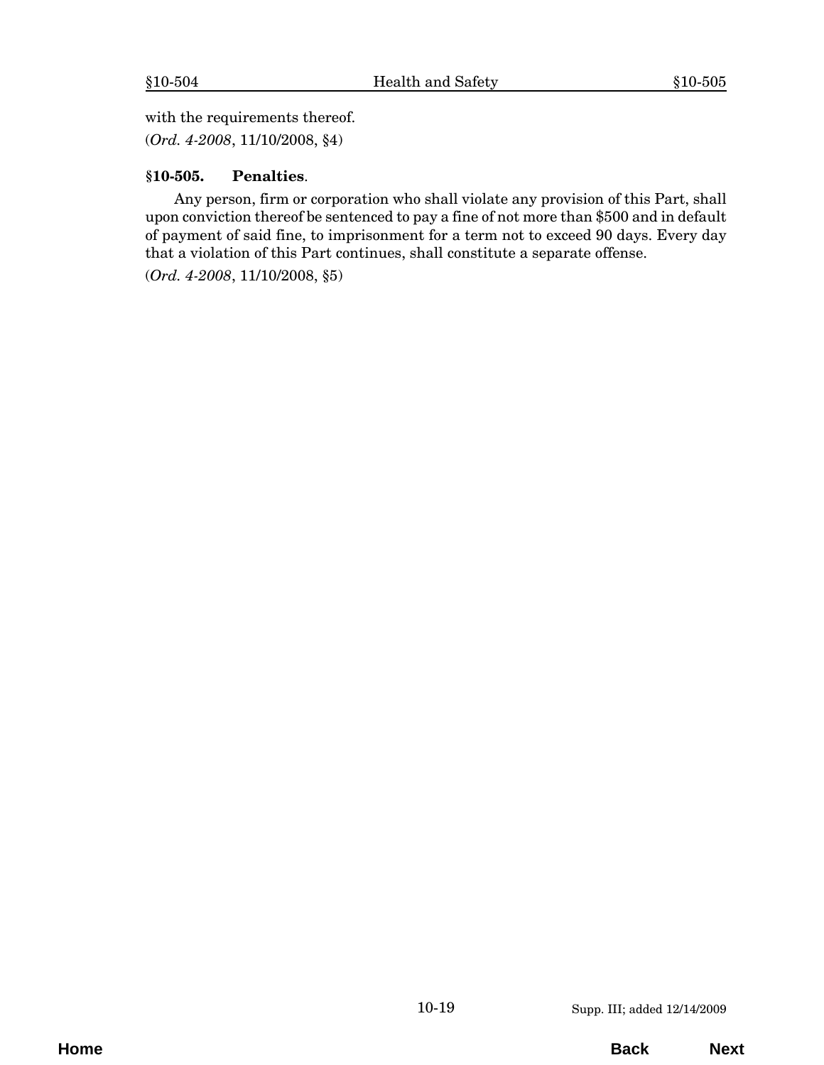with the requirements thereof.

(*Ord. 4-2008*, 11/10/2008, §4)

### §10-505. Penalties.

Any person, firm or corporation who shall violate any provision of this Part, shall upon conviction thereof be sentenced to pay a fine of not more than $500 and in default of payment of said fine, to imprisonment for a term not to exceed 90 days. Every day that a violation of this Part continues, shall constitute a separate offense.

(*Ord. 4-2008*, 11/10/2008, §5)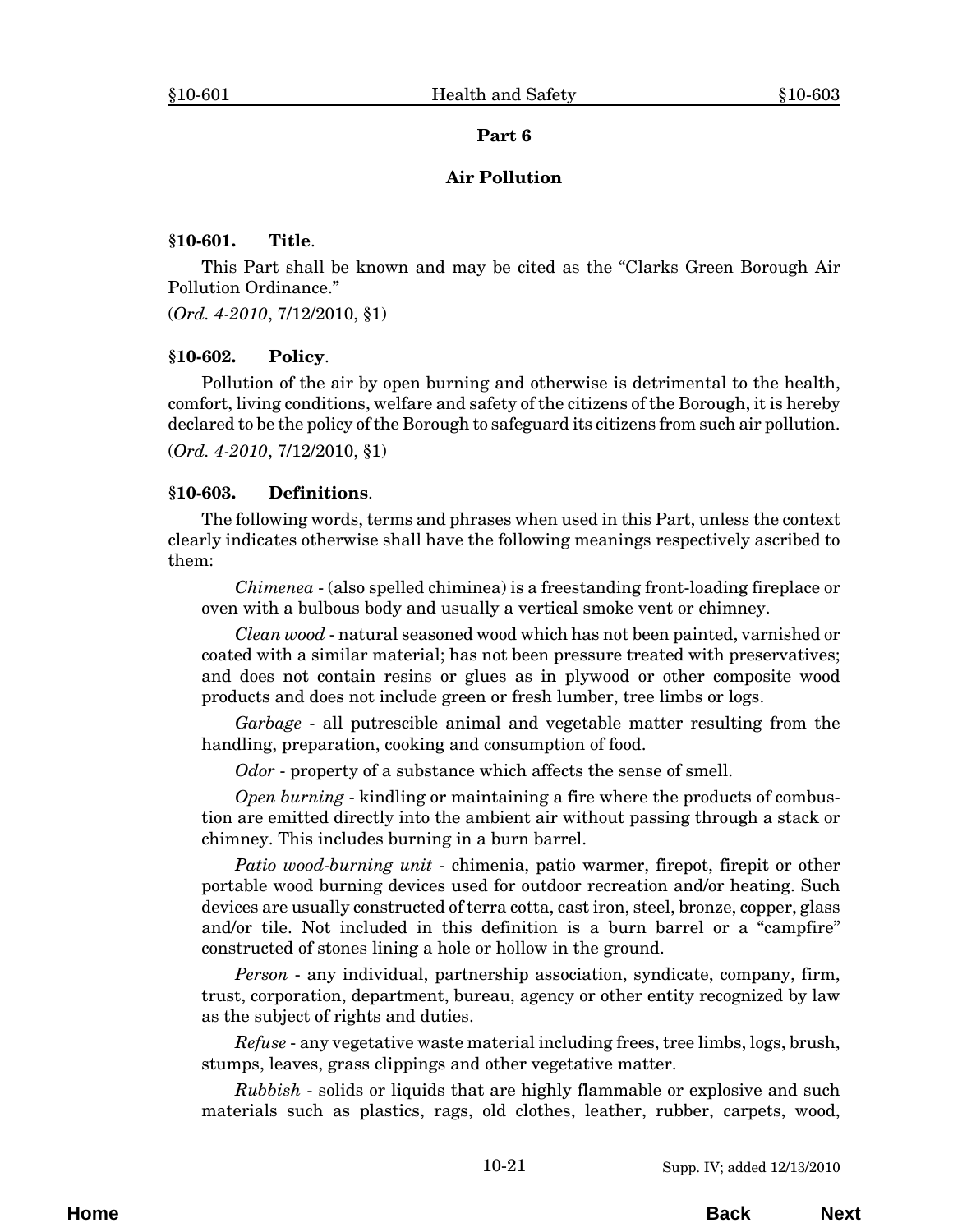## Part 6

## Air Pollution

**§10-601. Title.**

This Part shall be known and may be cited as the "Clarks Green Borough Air Pollution Ordinance."

(*Ord. 4-2010*, 7/12/2010, §1)

**§10-602. Policy.**

Pollution of the air by open burning and otherwise is detrimental to the health, comfort, living conditions, welfare and safety of the citizens of the Borough, it is hereby declared to be the policy of the Borough to safeguard its citizens from such air pollution.

(*Ord. 4-2010*, 7/12/2010, §1)

**§10-603. Definitions.**

The following words, terms and phrases when used in this Part, unless the context clearly indicates otherwise shall have the following meanings respectively ascribed to them:

*Chimenea* - (also spelled chiminea) is a freestanding front-loading fireplace or oven with a bulbous body and usually a vertical smoke vent or chimney.

*Clean wood* - natural seasoned wood which has not been painted, varnished or coated with a similar material; has not been pressure treated with preservatives; and does not contain resins or glues as in plywood or other composite wood products and does not include green or fresh lumber, tree limbs or logs.

*Garbage* - all putrescible animal and vegetable matter resulting from the handling, preparation, cooking and consumption of food.

*Odor* - property of a substance which affects the sense of smell.

*Open burning* - kindling or maintaining a fire where the products of combustion are emitted directly into the ambient air without passing through a stack or chimney. This includes burning in a burn barrel.

*Patio wood-burning unit* - chimenia, patio warmer, firepot, firepit or other portable wood burning devices used for outdoor recreation and/or heating. Such devices are usually constructed of terra cotta, cast iron, steel, bronze, copper, glass and/or tile. Not included in this definition is a burn barrel or a "campfire" constructed of stones lining a hole or hollow in the ground.

*Person* - any individual, partnership association, syndicate, company, firm, trust, corporation, department, bureau, agency or other entity recognized by law as the subject of rights and duties.

*Refuse* - any vegetative waste material including frees, tree limbs, logs, brush, stumps, leaves, grass clippings and other vegetative matter.

*Rubbish* - solids or liquids that are highly flammable or explosive and such materials such as plastics, rags, old clothes, leather, rubber, carpets, wood,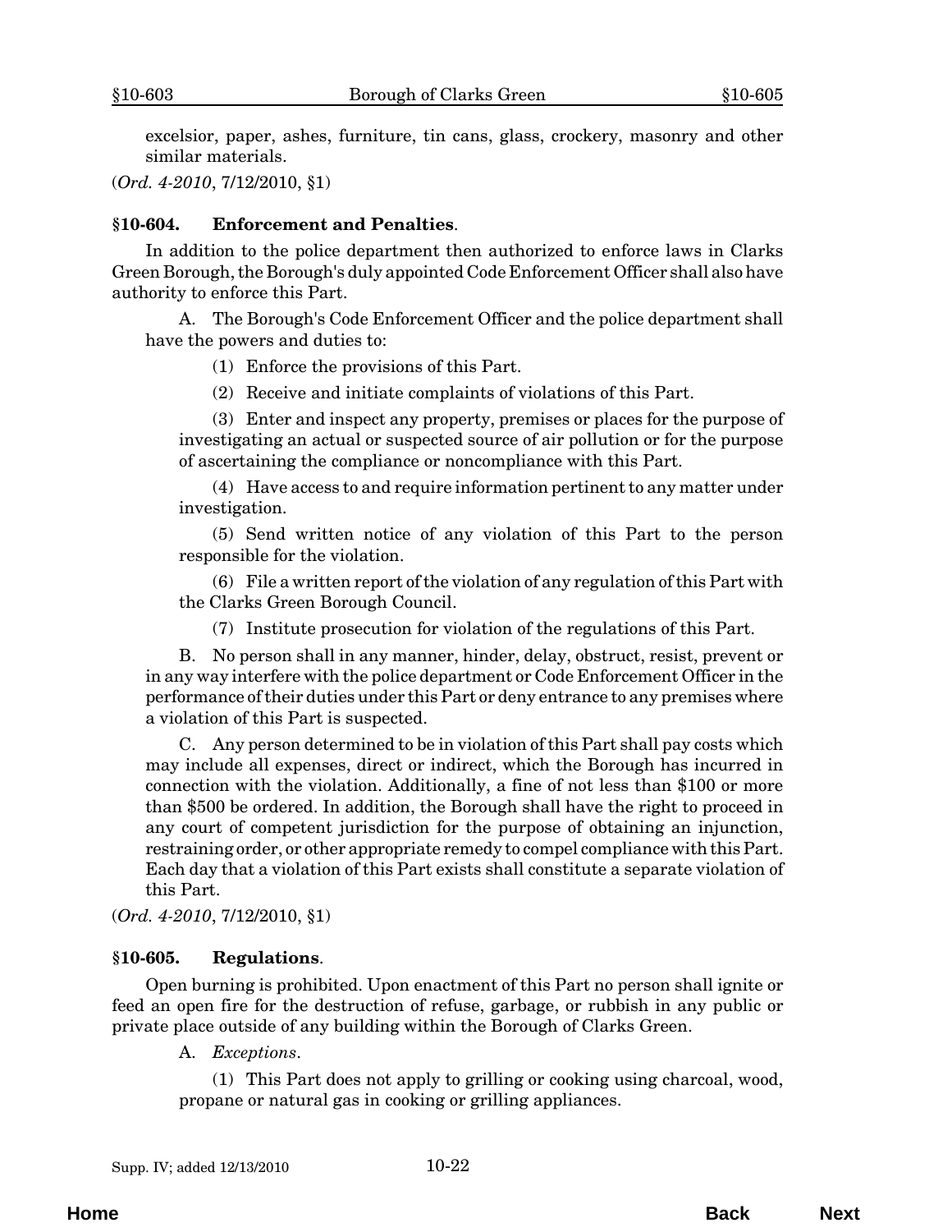excelsior, paper, ashes, furniture, tin cans, glass, crockery, masonry and other similar materials.

(*Ord. 4-2010*, 7/12/2010, §1)

### §10-604. Enforcement and Penalties.

In addition to the police department then authorized to enforce laws in Clarks Green Borough, the Borough's duly appointed Code Enforcement Officer shall also have authority to enforce this Part.

A. The Borough's Code Enforcement Officer and the police department shall have the powers and duties to:

(1) Enforce the provisions of this Part.

(2) Receive and initiate complaints of violations of this Part.

(3) Enter and inspect any property, premises or places for the purpose of investigating an actual or suspected source of air pollution or for the purpose of ascertaining the compliance or noncompliance with this Part.

(4) Have access to and require information pertinent to any matter under investigation.

(5) Send written notice of any violation of this Part to the person responsible for the violation.

(6) File a written report of the violation of any regulation of this Part with the Clarks Green Borough Council.

(7) Institute prosecution for violation of the regulations of this Part.

B. No person shall in any manner, hinder, delay, obstruct, resist, prevent or in any way interfere with the police department or Code Enforcement Officer in the performance of their duties under this Part or deny entrance to any premises where a violation of this Part is suspected.

C. Any person determined to be in violation of this Part shall pay costs which may include all expenses, direct or indirect, which the Borough has incurred in connection with the violation. Additionally, a fine of not less than $100 or more than $500 be ordered. In addition, the Borough shall have the right to proceed in any court of competent jurisdiction for the purpose of obtaining an injunction, restraining order, or other appropriate remedy to compel compliance with this Part. Each day that a violation of this Part exists shall constitute a separate violation of this Part.

(*Ord. 4-2010*, 7/12/2010, §1)

### §10-605. Regulations.

Open burning is prohibited. Upon enactment of this Part no person shall ignite or feed an open fire for the destruction of refuse, garbage, or rubbish in any public or private place outside of any building within the Borough of Clarks Green.

A. *Exceptions*.

(1) This Part does not apply to grilling or cooking using charcoal, wood, propane or natural gas in cooking or grilling appliances.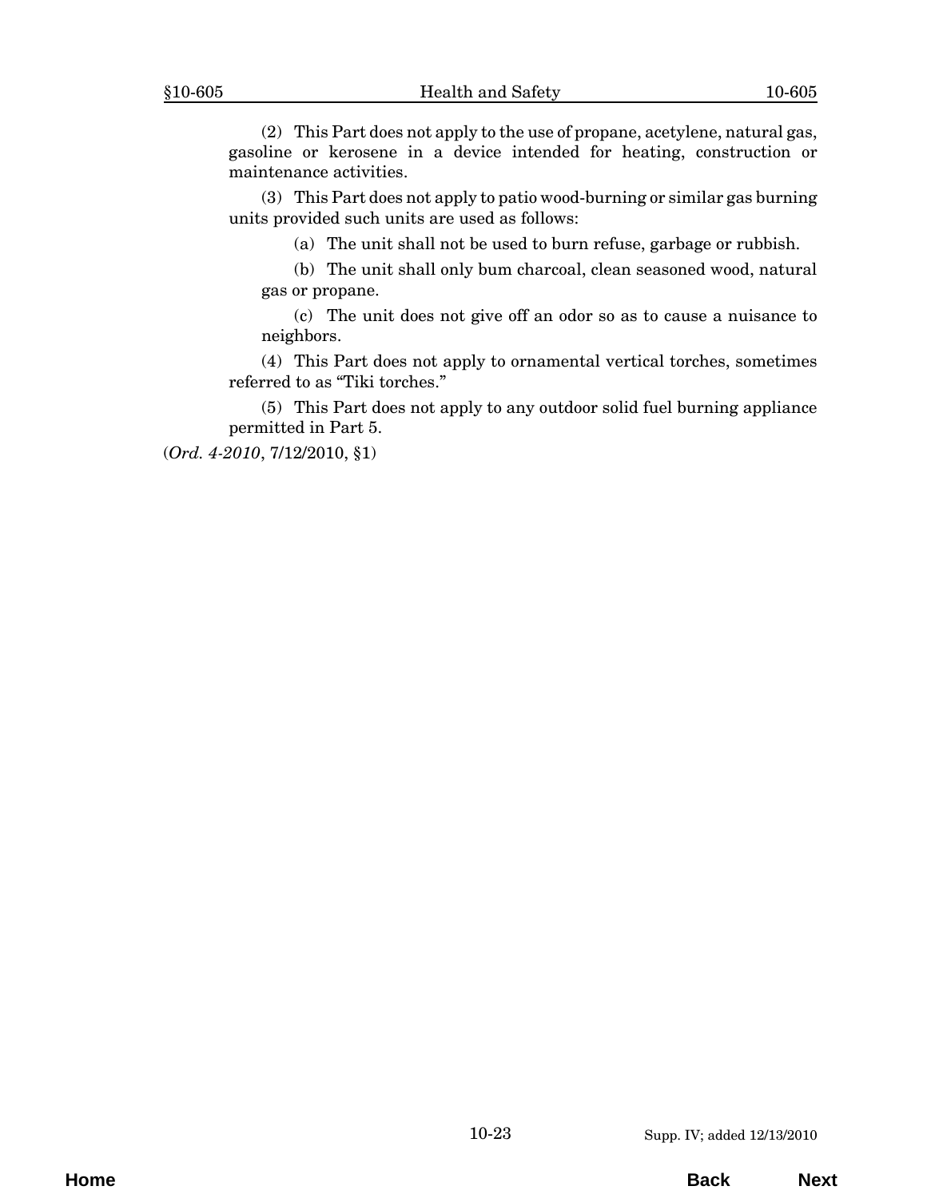(2) This Part does not apply to the use of propane, acetylene, natural gas, gasoline or kerosene in a device intended for heating, construction or maintenance activities.

(3) This Part does not apply to patio wood-burning or similar gas burning units provided such units are used as follows:

(a) The unit shall not be used to burn refuse, garbage or rubbish.

(b) The unit shall only bum charcoal, clean seasoned wood, natural gas or propane.

(c) The unit does not give off an odor so as to cause a nuisance to neighbors.

(4) This Part does not apply to ornamental vertical torches, sometimes referred to as "Tiki torches."

(5) This Part does not apply to any outdoor solid fuel burning appliance permitted in Part 5.

(*Ord. 4-2010*, 7/12/2010, §1)